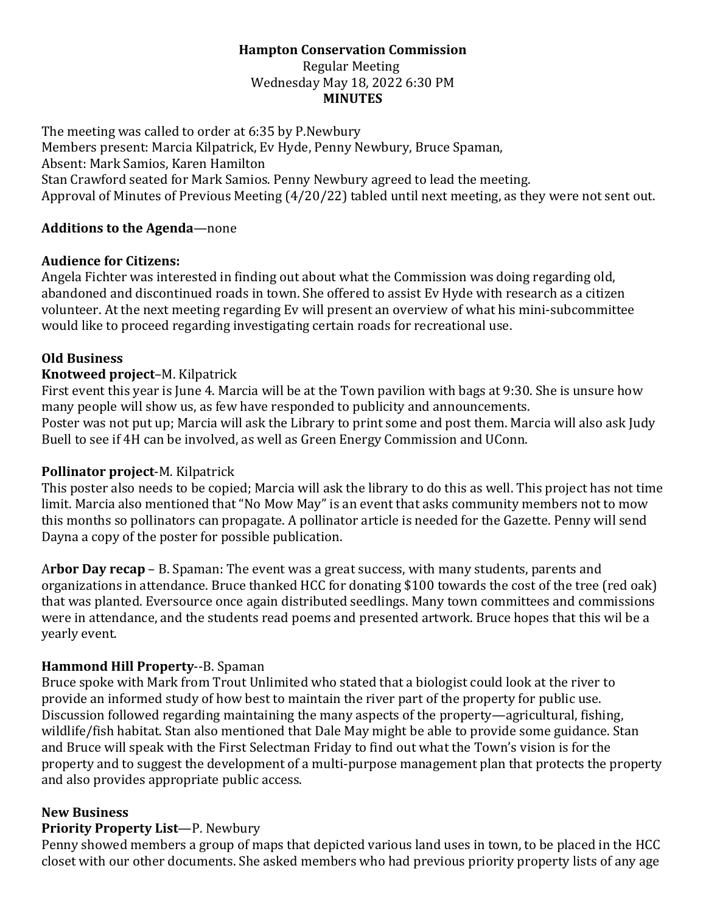**Hampton Conservation Commission**
Regular Meeting
Wednesday May 18, 2022 6:30 PM
**MINUTES**

The meeting was called to order at 6:35 by P.Newbury
Members present: Marcia Kilpatrick, Ev Hyde, Penny Newbury, Bruce Spaman,
Absent: Mark Samios, Karen Hamilton
Stan Crawford seated for Mark Samios. Penny Newbury agreed to lead the meeting.
Approval of Minutes of Previous Meeting (4/20/22) tabled until next meeting, as they were not sent out.

**Additions to the Agenda**—none

**Audience for Citizens:**
Angela Fichter was interested in finding out about what the Commission was doing regarding old, abandoned and discontinued roads in town. She offered to assist Ev Hyde with research as a citizen volunteer. At the next meeting regarding Ev will present an overview of what his mini-subcommittee would like to proceed regarding investigating certain roads for recreational use.

**Old Business**
**Knotweed project**–M. Kilpatrick
First event this year is June 4. Marcia will be at the Town pavilion with bags at 9:30. She is unsure how many people will show us, as few have responded to publicity and announcements.
Poster was not put up; Marcia will ask the Library to print some and post them. Marcia will also ask Judy Buell to see if 4H can be involved, as well as Green Energy Commission and UConn.

**Pollinator project**-M. Kilpatrick
This poster also needs to be copied; Marcia will ask the library to do this as well. This project has not time limit. Marcia also mentioned that "No Mow May" is an event that asks community members not to mow this months so pollinators can propagate. A pollinator article is needed for the Gazette. Penny will send Dayna a copy of the poster for possible publication.

A**rbor Day recap** – B. Spaman: The event was a great success, with many students, parents and organizations in attendance. Bruce thanked HCC for donating $100 towards the cost of the tree (red oak) that was planted. Eversource once again distributed seedlings. Many town committees and commissions were in attendance, and the students read poems and presented artwork. Bruce hopes that this wil be a yearly event.

**Hammond Hill Property**--B. Spaman
Bruce spoke with Mark from Trout Unlimited who stated that a biologist could look at the river to provide an informed study of how best to maintain the river part of the property for public use. Discussion followed regarding maintaining the many aspects of the property—agricultural, fishing, wildlife/fish habitat. Stan also mentioned that Dale May might be able to provide some guidance. Stan and Bruce will speak with the First Selectman Friday to find out what the Town's vision is for the property and to suggest the development of a multi-purpose management plan that protects the property and also provides appropriate public access.

**New Business**
**Priority Property List**—P. Newbury
Penny showed members a group of maps that depicted various land uses in town, to be placed in the HCC closet with our other documents. She asked members who had previous priority property lists of any age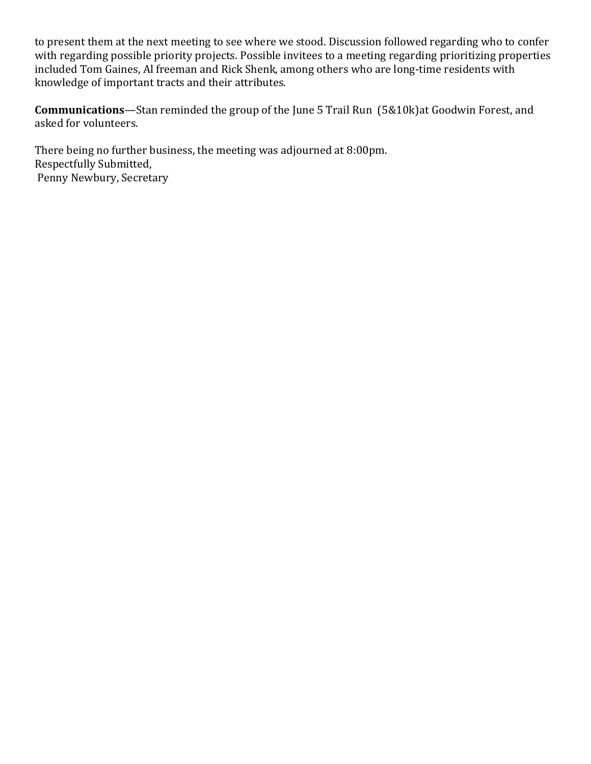to present them at the next meeting to see where we stood. Discussion followed regarding who to confer with regarding possible priority projects. Possible invitees to a meeting regarding prioritizing properties included Tom Gaines, Al freeman and Rick Shenk, among others who are long-time residents with knowledge of important tracts and their attributes.

**Communications**—Stan reminded the group of the June 5 Trail Run (5&10k)at Goodwin Forest, and asked for volunteers.

There being no further business, the meeting was adjourned at 8:00pm.
Respectfully Submitted,
Penny Newbury, Secretary